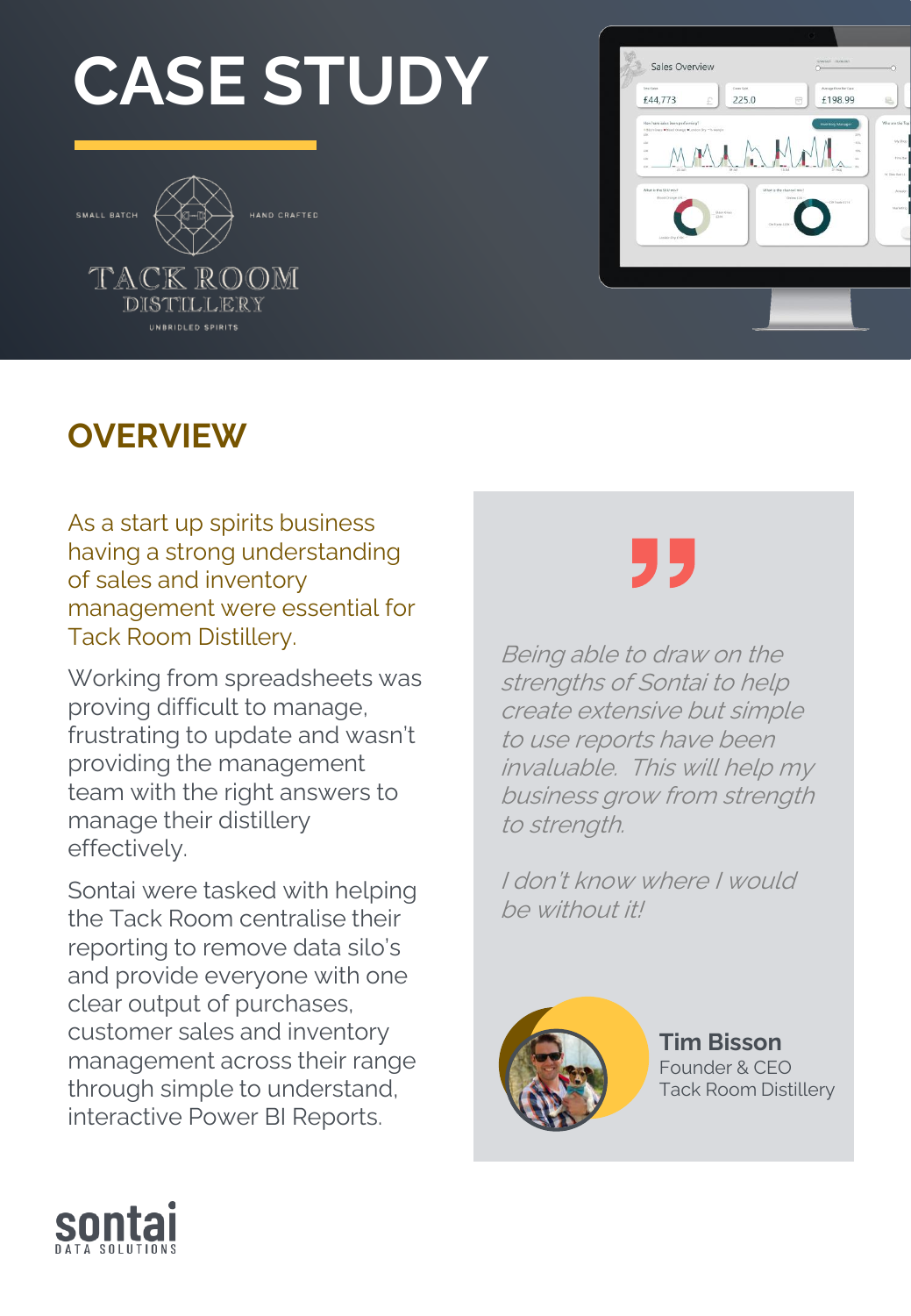# CASE STUDY

SMALL BATCH HAND CRAFTED

TACK ROOM DISTILLERY

UNBRIDLED SPIRITS

## OVERVIEW

As a start up spirits business having a strong understanding of sales and inventory management were essential for Tack Room Distillery.

Working from spreadsheets was proving difficult to manage, frustrating to update and wasn't providing the management team with the right answers to manage their distillery effectively.

Sontai were tasked with helping the Tack Room centralise their reporting to remove data silo's and provide everyone with one clear output of purchases, customer sales and inventory management across their range through simple to understand, interactive Power BI Reports.

> *Being able to draw on the strengths of Sontai to help create extensive but simple to use reports have been invaluable. This will help my business grow from strength to strength.*
>
> *I don't know where I would be without it!*

**Tim Bisson**
Founder & CEO
Tack Room Distillery

sontai
DATA SOLUTIONS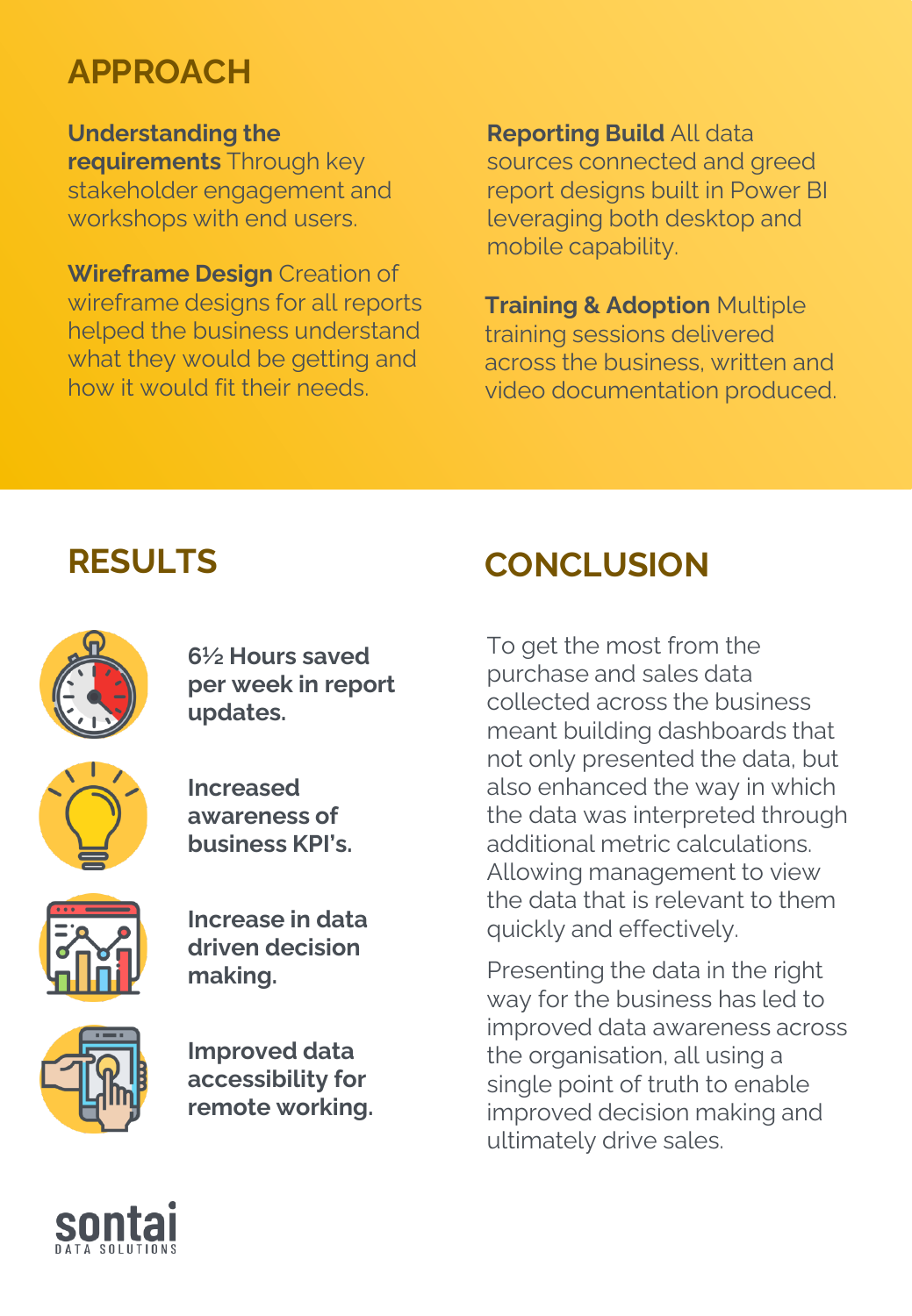## APPROACH

**Understanding the requirements** Through key stakeholder engagement and workshops with end users.

**Wireframe Design** Creation of wireframe designs for all reports helped the business understand what they would be getting and how it would fit their needs.

**Reporting Build** All data sources connected and greed report designs built in Power BI leveraging both desktop and mobile capability.

**Training & Adoption** Multiple training sessions delivered across the business, written and video documentation produced.

## RESULTS

**6½ Hours saved per week in report updates.**

**Increased awareness of business KPI's.**

**Increase in data driven decision making.**

**Improved data accessibility for remote working.**

## CONCLUSION

To get the most from the purchase and sales data collected across the business meant building dashboards that not only presented the data, but also enhanced the way in which the data was interpreted through additional metric calculations. Allowing management to view the data that is relevant to them quickly and effectively.

Presenting the data in the right way for the business has led to improved data awareness across the organisation, all using a single point of truth to enable improved decision making and ultimately drive sales.

sontai
DATA SOLUTIONS